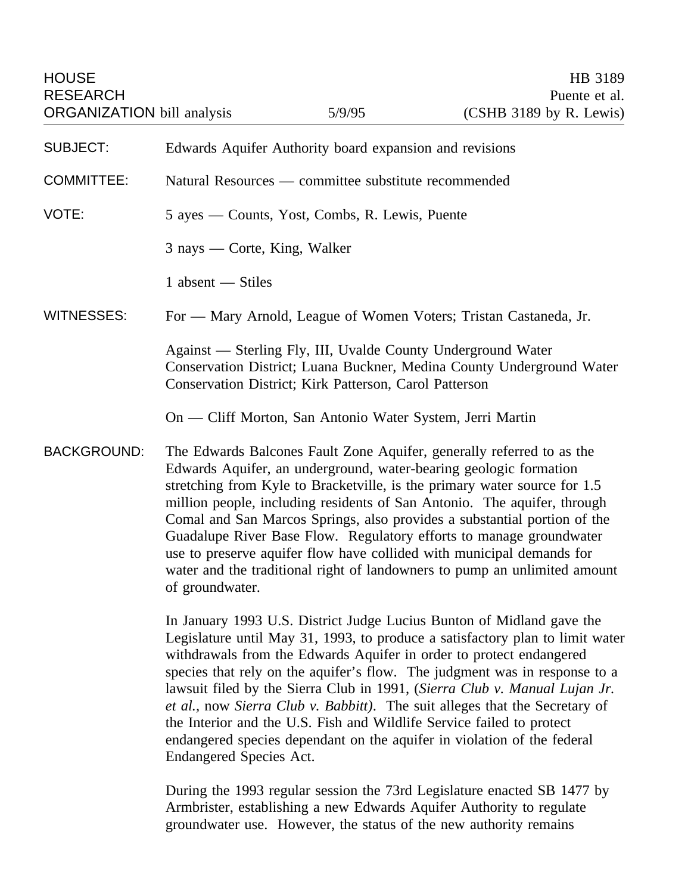HOUSE RESEARCH ORGANIZATION bill analysis | 5/9/95 | HB 3189 Puente et al. (CSHB 3189 by R. Lewis)

**SUBJECT:** Edwards Aquifer Authority board expansion and revisions

**COMMITTEE:** Natural Resources — committee substitute recommended

**VOTE:** 5 ayes — Counts, Yost, Combs, R. Lewis, Puente

3 nays — Corte, King, Walker

1 absent — Stiles

**WITNESSES:** For — Mary Arnold, League of Women Voters; Tristan Castaneda, Jr.

Against — Sterling Fly, III, Uvalde County Underground Water Conservation District; Luana Buckner, Medina County Underground Water Conservation District; Kirk Patterson, Carol Patterson

On — Cliff Morton, San Antonio Water System, Jerri Martin

**BACKGROUND:** The Edwards Balcones Fault Zone Aquifer, generally referred to as the Edwards Aquifer, an underground, water-bearing geologic formation stretching from Kyle to Bracketville, is the primary water source for 1.5 million people, including residents of San Antonio. The aquifer, through Comal and San Marcos Springs, also provides a substantial portion of the Guadalupe River Base Flow. Regulatory efforts to manage groundwater use to preserve aquifer flow have collided with municipal demands for water and the traditional right of landowners to pump an unlimited amount of groundwater.

In January 1993 U.S. District Judge Lucius Bunton of Midland gave the Legislature until May 31, 1993, to produce a satisfactory plan to limit water withdrawals from the Edwards Aquifer in order to protect endangered species that rely on the aquifer's flow. The judgment was in response to a lawsuit filed by the Sierra Club in 1991, (*Sierra Club v. Manual Lujan Jr. et al.,* now *Sierra Club v. Babbitt)*. The suit alleges that the Secretary of the Interior and the U.S. Fish and Wildlife Service failed to protect endangered species dependant on the aquifer in violation of the federal Endangered Species Act.

During the 1993 regular session the 73rd Legislature enacted SB 1477 by Armbrister, establishing a new Edwards Aquifer Authority to regulate groundwater use. However, the status of the new authority remains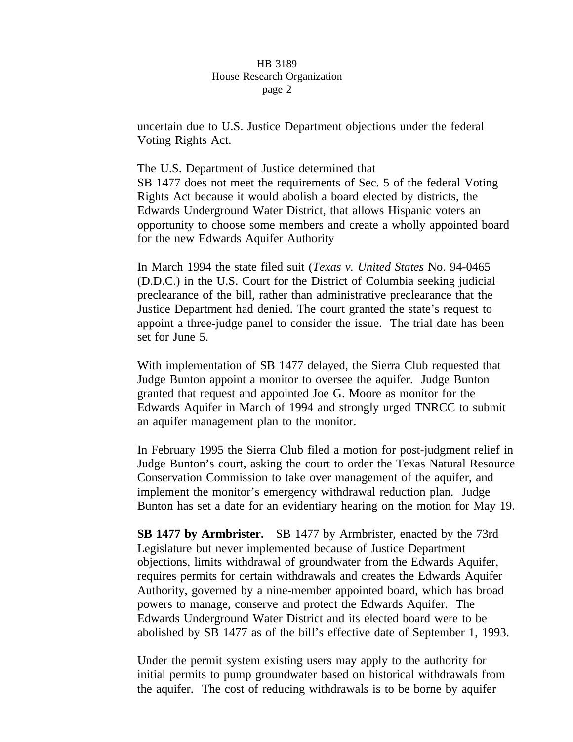uncertain due to U.S. Justice Department objections under the federal Voting Rights Act.

The U.S. Department of Justice determined that SB 1477 does not meet the requirements of Sec. 5 of the federal Voting Rights Act because it would abolish a board elected by districts, the Edwards Underground Water District, that allows Hispanic voters an opportunity to choose some members and create a wholly appointed board for the new Edwards Aquifer Authority

In March 1994 the state filed suit (*Texas v. United States* No. 94-0465 (D.D.C.) in the U.S. Court for the District of Columbia seeking judicial preclearance of the bill, rather than administrative preclearance that the Justice Department had denied. The court granted the state's request to appoint a three-judge panel to consider the issue. The trial date has been set for June 5.

With implementation of SB 1477 delayed, the Sierra Club requested that Judge Bunton appoint a monitor to oversee the aquifer. Judge Bunton granted that request and appointed Joe G. Moore as monitor for the Edwards Aquifer in March of 1994 and strongly urged TNRCC to submit an aquifer management plan to the monitor.

In February 1995 the Sierra Club filed a motion for post-judgment relief in Judge Bunton's court, asking the court to order the Texas Natural Resource Conservation Commission to take over management of the aquifer, and implement the monitor's emergency withdrawal reduction plan. Judge Bunton has set a date for an evidentiary hearing on the motion for May 19.

**SB 1477 by Armbrister.** SB 1477 by Armbrister, enacted by the 73rd Legislature but never implemented because of Justice Department objections, limits withdrawal of groundwater from the Edwards Aquifer, requires permits for certain withdrawals and creates the Edwards Aquifer Authority, governed by a nine-member appointed board, which has broad powers to manage, conserve and protect the Edwards Aquifer. The Edwards Underground Water District and its elected board were to be abolished by SB 1477 as of the bill's effective date of September 1, 1993.

Under the permit system existing users may apply to the authority for initial permits to pump groundwater based on historical withdrawals from the aquifer. The cost of reducing withdrawals is to be borne by aquifer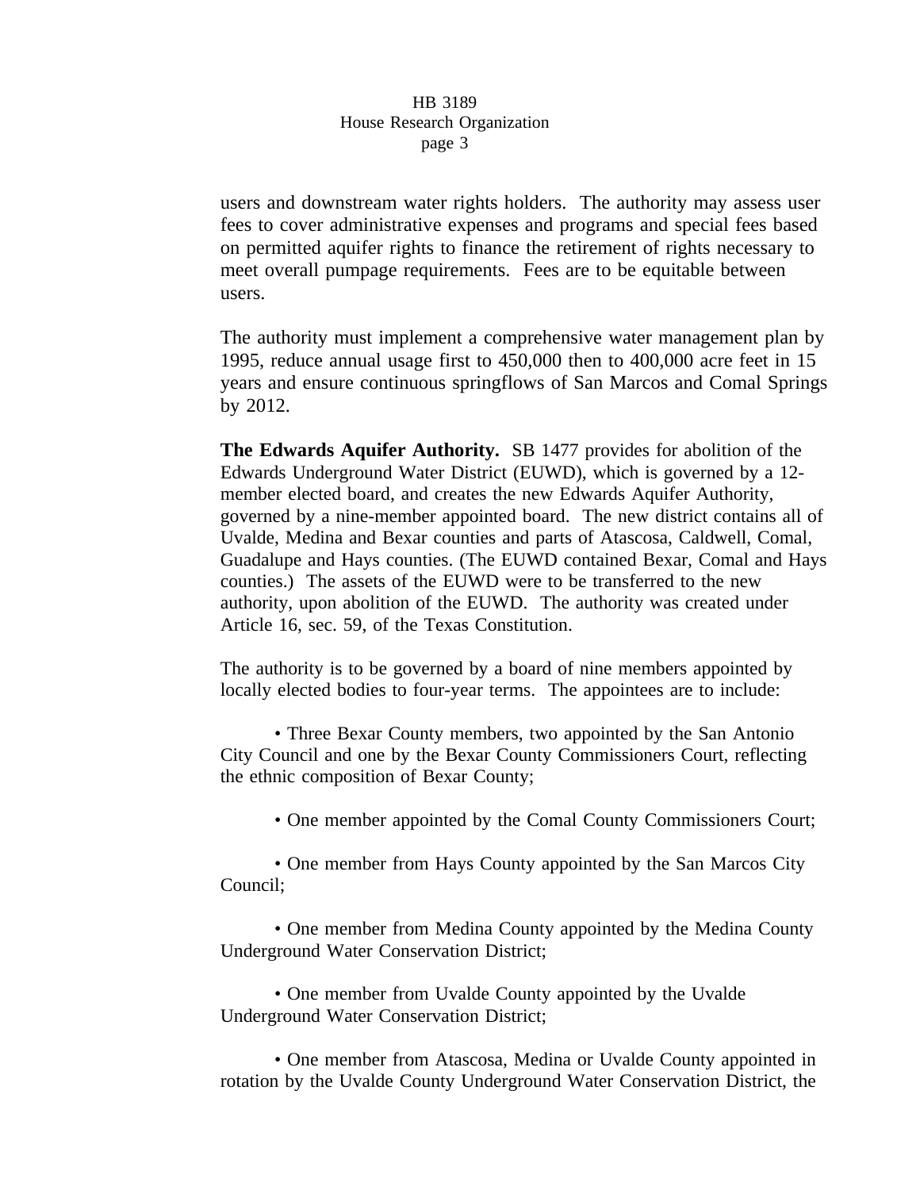users and downstream water rights holders. The authority may assess user fees to cover administrative expenses and programs and special fees based on permitted aquifer rights to finance the retirement of rights necessary to meet overall pumpage requirements. Fees are to be equitable between users.

The authority must implement a comprehensive water management plan by 1995, reduce annual usage first to 450,000 then to 400,000 acre feet in 15 years and ensure continuous springflows of San Marcos and Comal Springs by 2012.

**The Edwards Aquifer Authority.** SB 1477 provides for abolition of the Edwards Underground Water District (EUWD), which is governed by a 12-member elected board, and creates the new Edwards Aquifer Authority, governed by a nine-member appointed board. The new district contains all of Uvalde, Medina and Bexar counties and parts of Atascosa, Caldwell, Comal, Guadalupe and Hays counties. (The EUWD contained Bexar, Comal and Hays counties.) The assets of the EUWD were to be transferred to the new authority, upon abolition of the EUWD. The authority was created under Article 16, sec. 59, of the Texas Constitution.

The authority is to be governed by a board of nine members appointed by locally elected bodies to four-year terms. The appointees are to include:

- Three Bexar County members, two appointed by the San Antonio City Council and one by the Bexar County Commissioners Court, reflecting the ethnic composition of Bexar County;
- One member appointed by the Comal County Commissioners Court;
- One member from Hays County appointed by the San Marcos City Council;
- One member from Medina County appointed by the Medina County Underground Water Conservation District;
- One member from Uvalde County appointed by the Uvalde Underground Water Conservation District;
- One member from Atascosa, Medina or Uvalde County appointed in rotation by the Uvalde County Underground Water Conservation District, the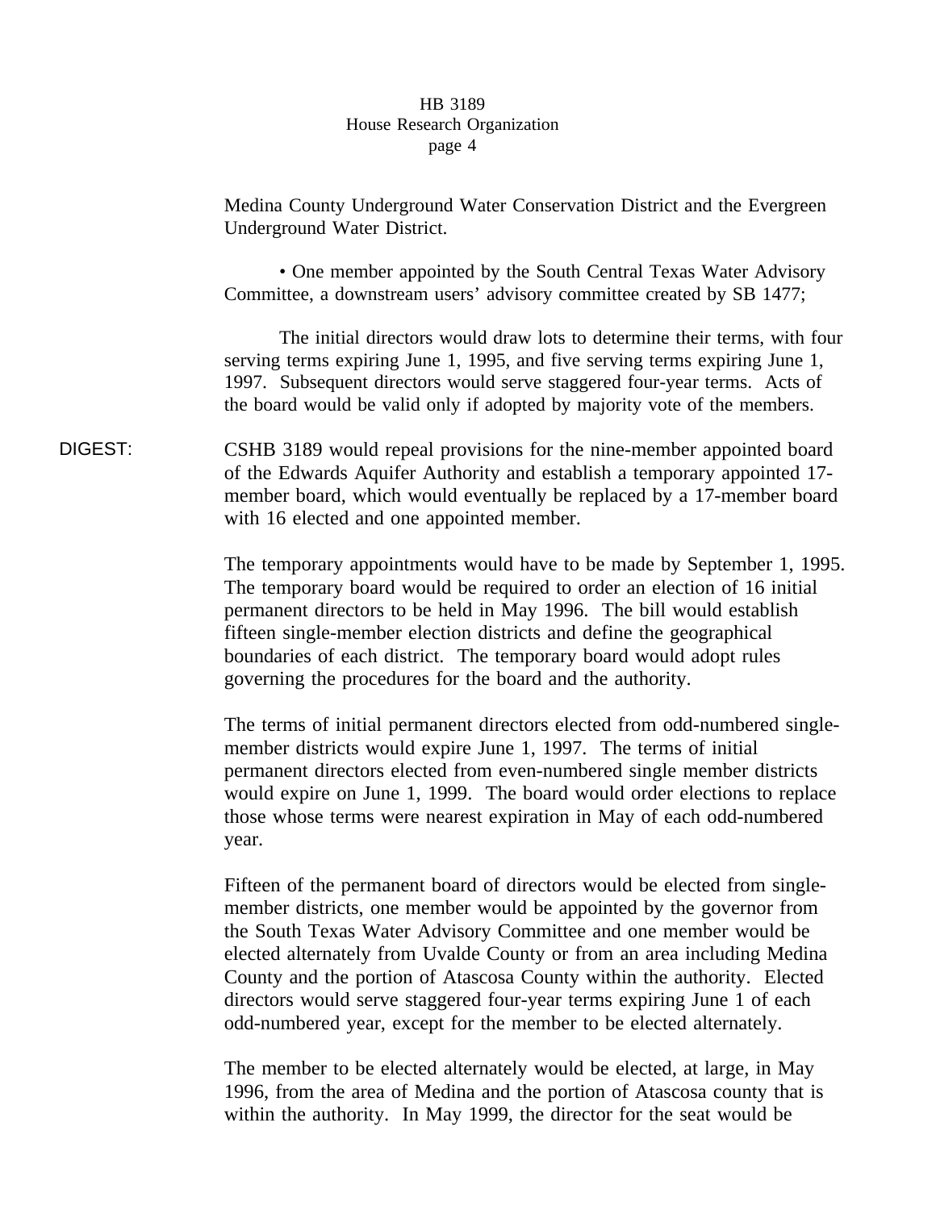Medina County Underground Water Conservation District and the Evergreen Underground Water District.

• One member appointed by the South Central Texas Water Advisory Committee, a downstream users' advisory committee created by SB 1477;

The initial directors would draw lots to determine their terms, with four serving terms expiring June 1, 1995, and five serving terms expiring June 1, 1997. Subsequent directors would serve staggered four-year terms. Acts of the board would be valid only if adopted by majority vote of the members.

DIGEST: CSHB 3189 would repeal provisions for the nine-member appointed board of the Edwards Aquifer Authority and establish a temporary appointed 17-member board, which would eventually be replaced by a 17-member board with 16 elected and one appointed member.

The temporary appointments would have to be made by September 1, 1995. The temporary board would be required to order an election of 16 initial permanent directors to be held in May 1996. The bill would establish fifteen single-member election districts and define the geographical boundaries of each district. The temporary board would adopt rules governing the procedures for the board and the authority.

The terms of initial permanent directors elected from odd-numbered single-member districts would expire June 1, 1997. The terms of initial permanent directors elected from even-numbered single member districts would expire on June 1, 1999. The board would order elections to replace those whose terms were nearest expiration in May of each odd-numbered year.

Fifteen of the permanent board of directors would be elected from single-member districts, one member would be appointed by the governor from the South Texas Water Advisory Committee and one member would be elected alternately from Uvalde County or from an area including Medina County and the portion of Atascosa County within the authority. Elected directors would serve staggered four-year terms expiring June 1 of each odd-numbered year, except for the member to be elected alternately.

The member to be elected alternately would be elected, at large, in May 1996, from the area of Medina and the portion of Atascosa county that is within the authority. In May 1999, the director for the seat would be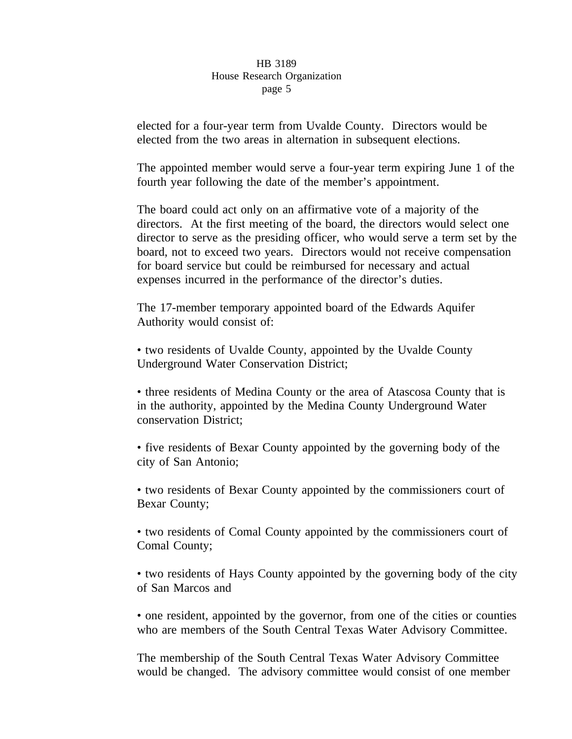elected for a four-year term from Uvalde County. Directors would be elected from the two areas in alternation in subsequent elections.

The appointed member would serve a four-year term expiring June 1 of the fourth year following the date of the member's appointment.

The board could act only on an affirmative vote of a majority of the directors. At the first meeting of the board, the directors would select one director to serve as the presiding officer, who would serve a term set by the board, not to exceed two years. Directors would not receive compensation for board service but could be reimbursed for necessary and actual expenses incurred in the performance of the director's duties.

The 17-member temporary appointed board of the Edwards Aquifer Authority would consist of:

- two residents of Uvalde County, appointed by the Uvalde County Underground Water Conservation District;

- three residents of Medina County or the area of Atascosa County that is in the authority, appointed by the Medina County Underground Water conservation District;

- five residents of Bexar County appointed by the governing body of the city of San Antonio;

- two residents of Bexar County appointed by the commissioners court of Bexar County;

- two residents of Comal County appointed by the commissioners court of Comal County;

- two residents of Hays County appointed by the governing body of the city of San Marcos and

- one resident, appointed by the governor, from one of the cities or counties who are members of the South Central Texas Water Advisory Committee.

The membership of the South Central Texas Water Advisory Committee would be changed. The advisory committee would consist of one member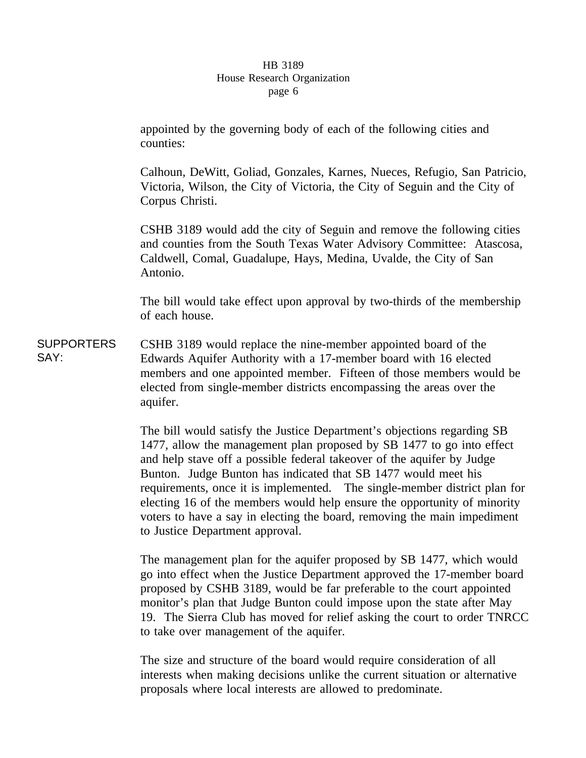appointed by the governing body of each of the following cities and counties:

Calhoun, DeWitt, Goliad, Gonzales, Karnes, Nueces, Refugio, San Patricio, Victoria, Wilson, the City of Victoria, the City of Seguin and the City of Corpus Christi.

CSHB 3189 would add the city of Seguin and remove the following cities and counties from the South Texas Water Advisory Committee: Atascosa, Caldwell, Comal, Guadalupe, Hays, Medina, Uvalde, the City of San Antonio.

The bill would take effect upon approval by two-thirds of the membership of each house.

**SUPPORTERS SAY:**

CSHB 3189 would replace the nine-member appointed board of the Edwards Aquifer Authority with a 17-member board with 16 elected members and one appointed member. Fifteen of those members would be elected from single-member districts encompassing the areas over the aquifer.

The bill would satisfy the Justice Department's objections regarding SB 1477, allow the management plan proposed by SB 1477 to go into effect and help stave off a possible federal takeover of the aquifer by Judge Bunton. Judge Bunton has indicated that SB 1477 would meet his requirements, once it is implemented. The single-member district plan for electing 16 of the members would help ensure the opportunity of minority voters to have a say in electing the board, removing the main impediment to Justice Department approval.

The management plan for the aquifer proposed by SB 1477, which would go into effect when the Justice Department approved the 17-member board proposed by CSHB 3189, would be far preferable to the court appointed monitor's plan that Judge Bunton could impose upon the state after May 19. The Sierra Club has moved for relief asking the court to order TNRCC to take over management of the aquifer.

The size and structure of the board would require consideration of all interests when making decisions unlike the current situation or alternative proposals where local interests are allowed to predominate.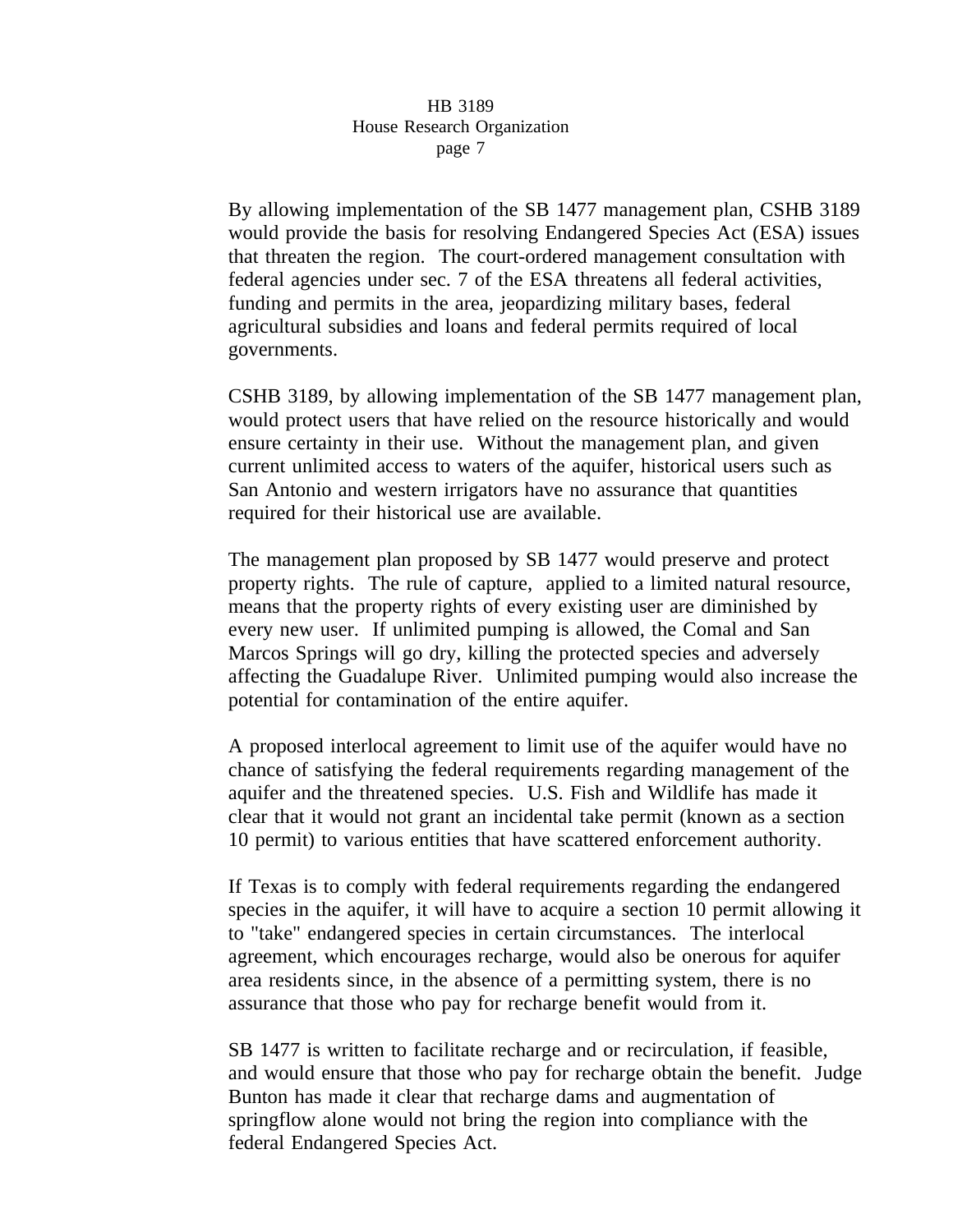By allowing implementation of the SB 1477 management plan, CSHB 3189 would provide the basis for resolving Endangered Species Act (ESA) issues that threaten the region. The court-ordered management consultation with federal agencies under sec. 7 of the ESA threatens all federal activities, funding and permits in the area, jeopardizing military bases, federal agricultural subsidies and loans and federal permits required of local governments.

CSHB 3189, by allowing implementation of the SB 1477 management plan, would protect users that have relied on the resource historically and would ensure certainty in their use. Without the management plan, and given current unlimited access to waters of the aquifer, historical users such as San Antonio and western irrigators have no assurance that quantities required for their historical use are available.

The management plan proposed by SB 1477 would preserve and protect property rights. The rule of capture, applied to a limited natural resource, means that the property rights of every existing user are diminished by every new user. If unlimited pumping is allowed, the Comal and San Marcos Springs will go dry, killing the protected species and adversely affecting the Guadalupe River. Unlimited pumping would also increase the potential for contamination of the entire aquifer.

A proposed interlocal agreement to limit use of the aquifer would have no chance of satisfying the federal requirements regarding management of the aquifer and the threatened species. U.S. Fish and Wildlife has made it clear that it would not grant an incidental take permit (known as a section 10 permit) to various entities that have scattered enforcement authority.

If Texas is to comply with federal requirements regarding the endangered species in the aquifer, it will have to acquire a section 10 permit allowing it to "take" endangered species in certain circumstances. The interlocal agreement, which encourages recharge, would also be onerous for aquifer area residents since, in the absence of a permitting system, there is no assurance that those who pay for recharge benefit would from it.

SB 1477 is written to facilitate recharge and or recirculation, if feasible, and would ensure that those who pay for recharge obtain the benefit. Judge Bunton has made it clear that recharge dams and augmentation of springflow alone would not bring the region into compliance with the federal Endangered Species Act.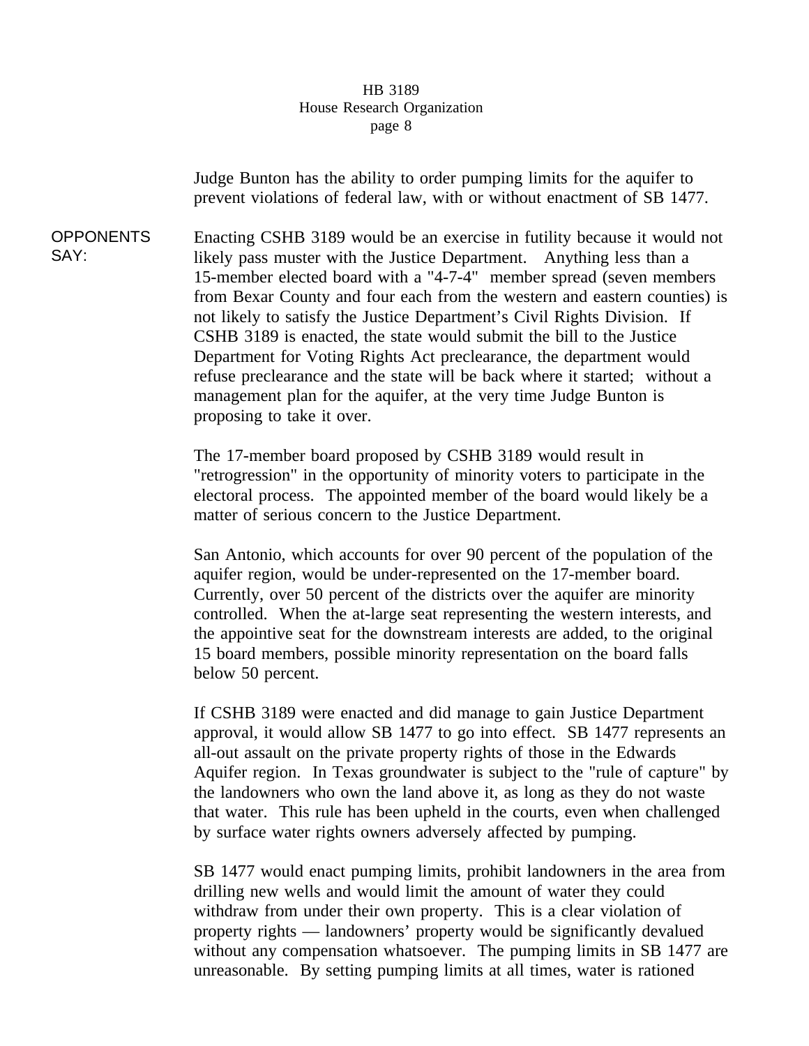Judge Bunton has the ability to order pumping limits for the aquifer to prevent violations of federal law, with or without enactment of SB 1477.

**OPPONENTS SAY:**

Enacting CSHB 3189 would be an exercise in futility because it would not likely pass muster with the Justice Department. Anything less than a 15-member elected board with a "4-7-4" member spread (seven members from Bexar County and four each from the western and eastern counties) is not likely to satisfy the Justice Department's Civil Rights Division. If CSHB 3189 is enacted, the state would submit the bill to the Justice Department for Voting Rights Act preclearance, the department would refuse preclearance and the state will be back where it started; without a management plan for the aquifer, at the very time Judge Bunton is proposing to take it over.

The 17-member board proposed by CSHB 3189 would result in "retrogression" in the opportunity of minority voters to participate in the electoral process. The appointed member of the board would likely be a matter of serious concern to the Justice Department.

San Antonio, which accounts for over 90 percent of the population of the aquifer region, would be under-represented on the 17-member board. Currently, over 50 percent of the districts over the aquifer are minority controlled. When the at-large seat representing the western interests, and the appointive seat for the downstream interests are added, to the original 15 board members, possible minority representation on the board falls below 50 percent.

If CSHB 3189 were enacted and did manage to gain Justice Department approval, it would allow SB 1477 to go into effect. SB 1477 represents an all-out assault on the private property rights of those in the Edwards Aquifer region. In Texas groundwater is subject to the "rule of capture" by the landowners who own the land above it, as long as they do not waste that water. This rule has been upheld in the courts, even when challenged by surface water rights owners adversely affected by pumping.

SB 1477 would enact pumping limits, prohibit landowners in the area from drilling new wells and would limit the amount of water they could withdraw from under their own property. This is a clear violation of property rights — landowners' property would be significantly devalued without any compensation whatsoever. The pumping limits in SB 1477 are unreasonable. By setting pumping limits at all times, water is rationed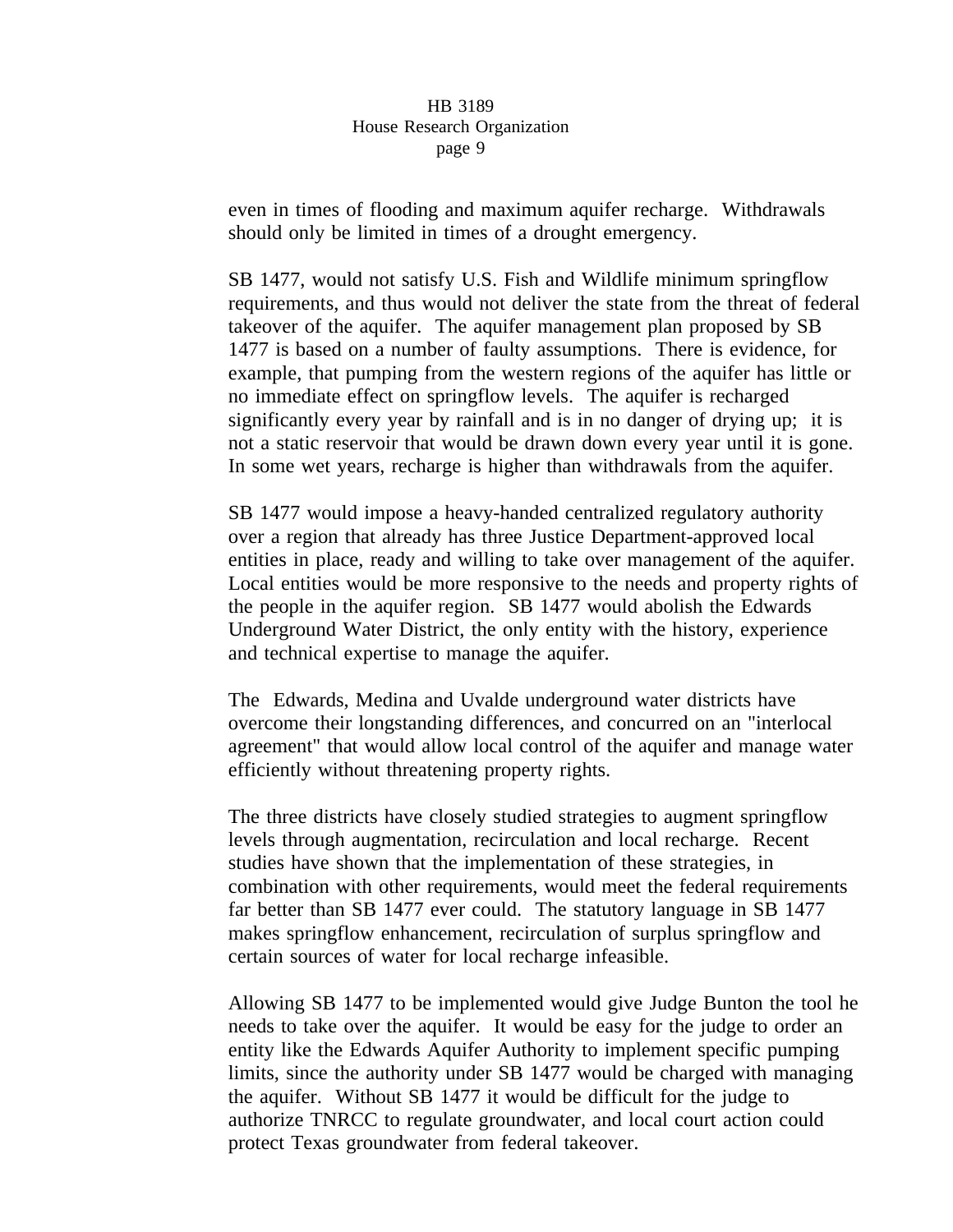even in times of flooding and maximum aquifer recharge. Withdrawals should only be limited in times of a drought emergency.

SB 1477, would not satisfy U.S. Fish and Wildlife minimum springflow requirements, and thus would not deliver the state from the threat of federal takeover of the aquifer. The aquifer management plan proposed by SB 1477 is based on a number of faulty assumptions. There is evidence, for example, that pumping from the western regions of the aquifer has little or no immediate effect on springflow levels. The aquifer is recharged significantly every year by rainfall and is in no danger of drying up; it is not a static reservoir that would be drawn down every year until it is gone. In some wet years, recharge is higher than withdrawals from the aquifer.

SB 1477 would impose a heavy-handed centralized regulatory authority over a region that already has three Justice Department-approved local entities in place, ready and willing to take over management of the aquifer. Local entities would be more responsive to the needs and property rights of the people in the aquifer region. SB 1477 would abolish the Edwards Underground Water District, the only entity with the history, experience and technical expertise to manage the aquifer.

The Edwards, Medina and Uvalde underground water districts have overcome their longstanding differences, and concurred on an "interlocal agreement" that would allow local control of the aquifer and manage water efficiently without threatening property rights.

The three districts have closely studied strategies to augment springflow levels through augmentation, recirculation and local recharge. Recent studies have shown that the implementation of these strategies, in combination with other requirements, would meet the federal requirements far better than SB 1477 ever could. The statutory language in SB 1477 makes springflow enhancement, recirculation of surplus springflow and certain sources of water for local recharge infeasible.

Allowing SB 1477 to be implemented would give Judge Bunton the tool he needs to take over the aquifer. It would be easy for the judge to order an entity like the Edwards Aquifer Authority to implement specific pumping limits, since the authority under SB 1477 would be charged with managing the aquifer. Without SB 1477 it would be difficult for the judge to authorize TNRCC to regulate groundwater, and local court action could protect Texas groundwater from federal takeover.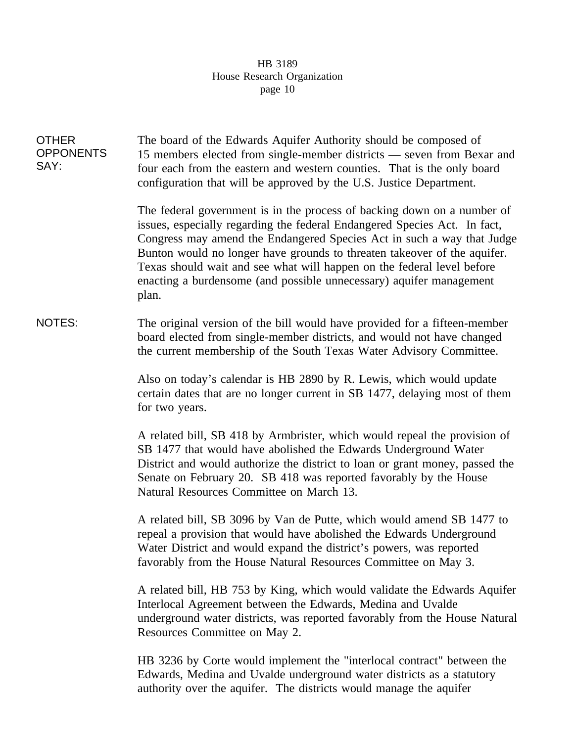**OTHER OPPONENTS SAY:**

The board of the Edwards Aquifer Authority should be composed of 15 members elected from single-member districts — seven from Bexar and four each from the eastern and western counties. That is the only board configuration that will be approved by the U.S. Justice Department.

The federal government is in the process of backing down on a number of issues, especially regarding the federal Endangered Species Act. In fact, Congress may amend the Endangered Species Act in such a way that Judge Bunton would no longer have grounds to threaten takeover of the aquifer. Texas should wait and see what will happen on the federal level before enacting a burdensome (and possible unnecessary) aquifer management plan.

**NOTES:**

The original version of the bill would have provided for a fifteen-member board elected from single-member districts, and would not have changed the current membership of the South Texas Water Advisory Committee.

Also on today's calendar is HB 2890 by R. Lewis, which would update certain dates that are no longer current in SB 1477, delaying most of them for two years.

A related bill, SB 418 by Armbrister, which would repeal the provision of SB 1477 that would have abolished the Edwards Underground Water District and would authorize the district to loan or grant money, passed the Senate on February 20. SB 418 was reported favorably by the House Natural Resources Committee on March 13.

A related bill, SB 3096 by Van de Putte, which would amend SB 1477 to repeal a provision that would have abolished the Edwards Underground Water District and would expand the district's powers, was reported favorably from the House Natural Resources Committee on May 3.

A related bill, HB 753 by King, which would validate the Edwards Aquifer Interlocal Agreement between the Edwards, Medina and Uvalde underground water districts, was reported favorably from the House Natural Resources Committee on May 2.

HB 3236 by Corte would implement the "interlocal contract" between the Edwards, Medina and Uvalde underground water districts as a statutory authority over the aquifer. The districts would manage the aquifer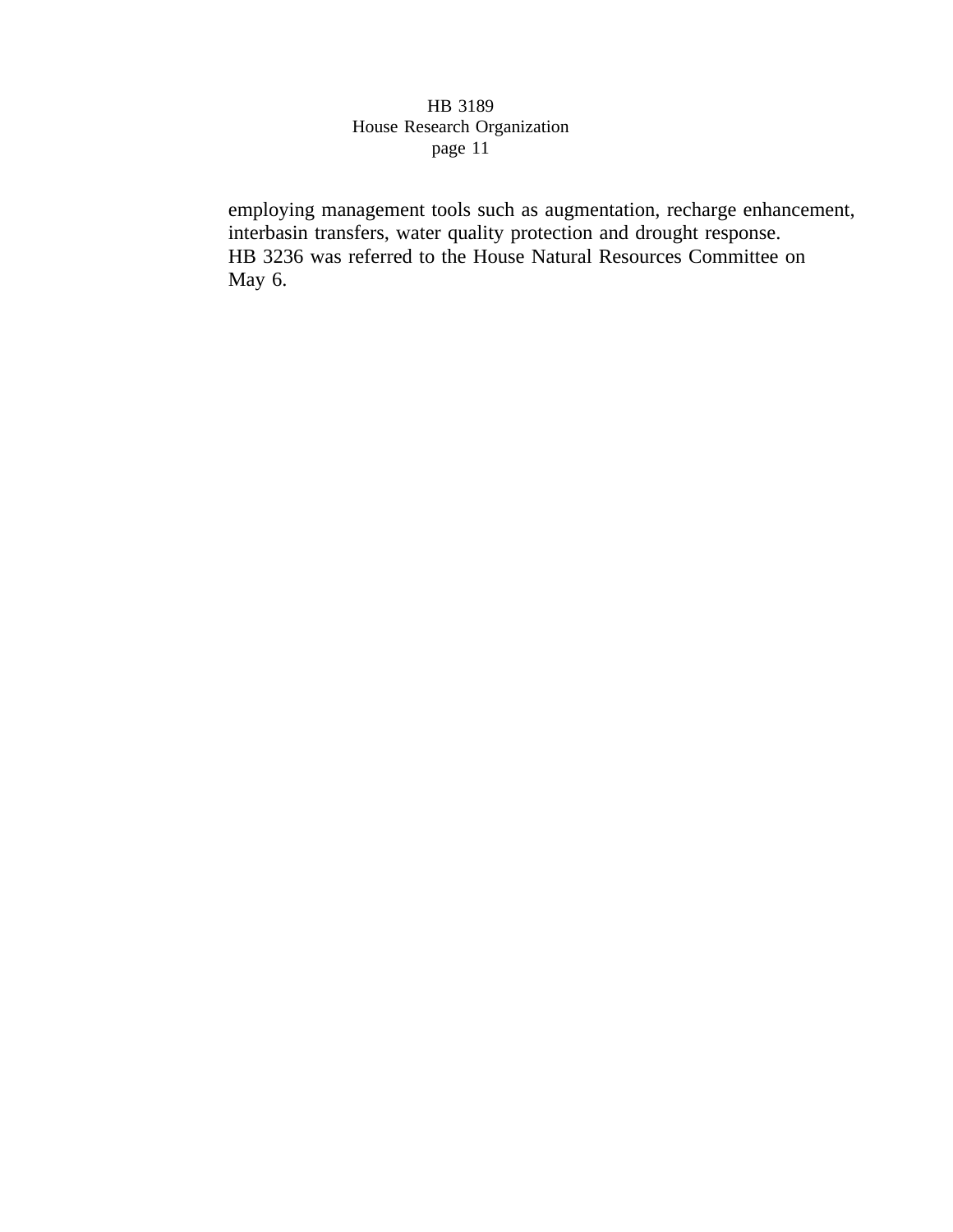employing management tools such as augmentation, recharge enhancement, interbasin transfers, water quality protection and drought response.

HB 3236 was referred to the House Natural Resources Committee on May 6.